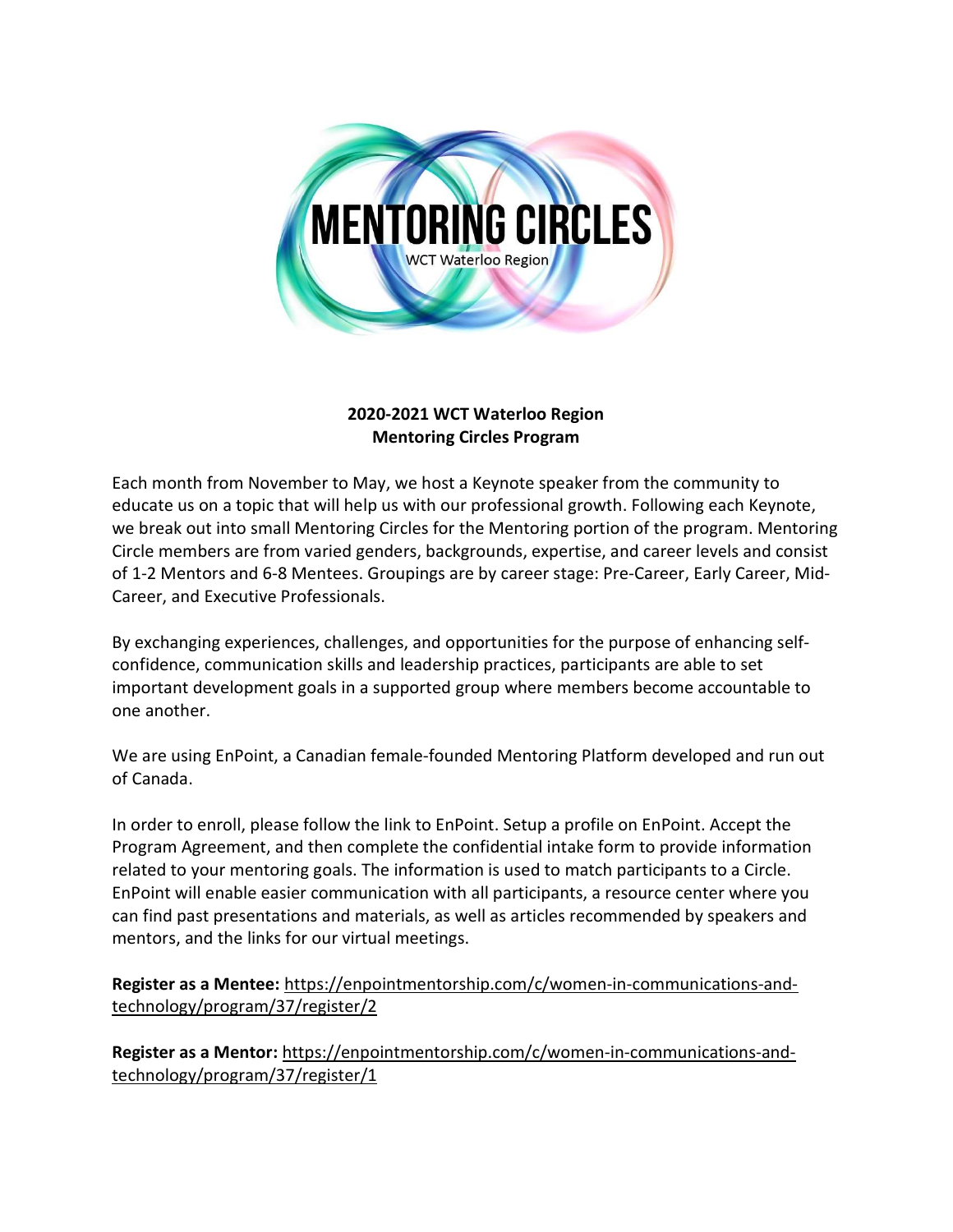MENTORING CIRCLES

WCT Waterloo Region

**2020-2021 WCT Waterloo Region**
**Mentoring Circles Program**

Each month from November to May, we host a Keynote speaker from the community to educate us on a topic that will help us with our professional growth. Following each Keynote, we break out into small Mentoring Circles for the Mentoring portion of the program. Mentoring Circle members are from varied genders, backgrounds, expertise, and career levels and consist of 1-2 Mentors and 6-8 Mentees. Groupings are by career stage: Pre-Career, Early Career, Mid-Career, and Executive Professionals.

By exchanging experiences, challenges, and opportunities for the purpose of enhancing self-confidence, communication skills and leadership practices, participants are able to set important development goals in a supported group where members become accountable to one another.

We are using EnPoint, a Canadian female-founded Mentoring Platform developed and run out of Canada.

In order to enroll, please follow the link to EnPoint. Setup a profile on EnPoint. Accept the Program Agreement, and then complete the confidential intake form to provide information related to your mentoring goals. The information is used to match participants to a Circle. EnPoint will enable easier communication with all participants, a resource center where you can find past presentations and materials, as well as articles recommended by speakers and mentors, and the links for our virtual meetings.

**Register as a Mentee:** https://enpointmentorship.com/c/women-in-communications-and-technology/program/37/register/2

**Register as a Mentor:** https://enpointmentorship.com/c/women-in-communications-and-technology/program/37/register/1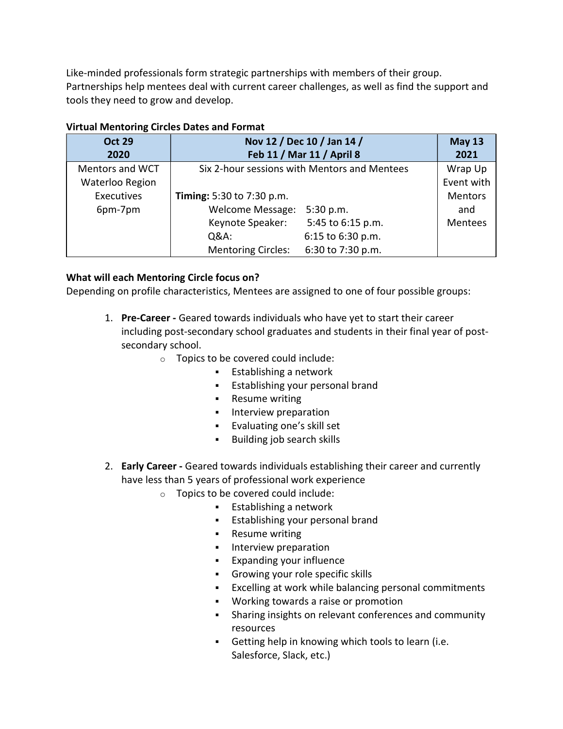Like-minded professionals form strategic partnerships with members of their group. Partnerships help mentees deal with current career challenges, as well as find the support and tools they need to grow and develop.

**Virtual Mentoring Circles Dates and Format**

| **Oct 29 2020** | **Nov 12 / Dec 10 / Jan 14 / Feb 11 / Mar 11 / April 8** | **May 13 2021** |
|---|---|---|
| Mentors and WCT Waterloo Region Executives 6pm-7pm | Six 2-hour sessions with Mentors and Mentees<br><br>**Timing:** 5:30 to 7:30 p.m.<br>Welcome Message: 5:30 p.m.<br>Keynote Speaker: 5:45 to 6:15 p.m.<br>Q&A: 6:15 to 6:30 p.m.<br>Mentoring Circles: 6:30 to 7:30 p.m. | Wrap Up Event with Mentors and Mentees |

**What will each Mentoring Circle focus on?**

Depending on profile characteristics, Mentees are assigned to one of four possible groups:

1. **Pre-Career -** Geared towards individuals who have yet to start their career including post-secondary school graduates and students in their final year of post-secondary school.
   - Topics to be covered could include:
     - Establishing a network
     - Establishing your personal brand
     - Resume writing
     - Interview preparation
     - Evaluating one's skill set
     - Building job search skills

2. **Early Career -** Geared towards individuals establishing their career and currently have less than 5 years of professional work experience
   - Topics to be covered could include:
     - Establishing a network
     - Establishing your personal brand
     - Resume writing
     - Interview preparation
     - Expanding your influence
     - Growing your role specific skills
     - Excelling at work while balancing personal commitments
     - Working towards a raise or promotion
     - Sharing insights on relevant conferences and community resources
     - Getting help in knowing which tools to learn (i.e. Salesforce, Slack, etc.)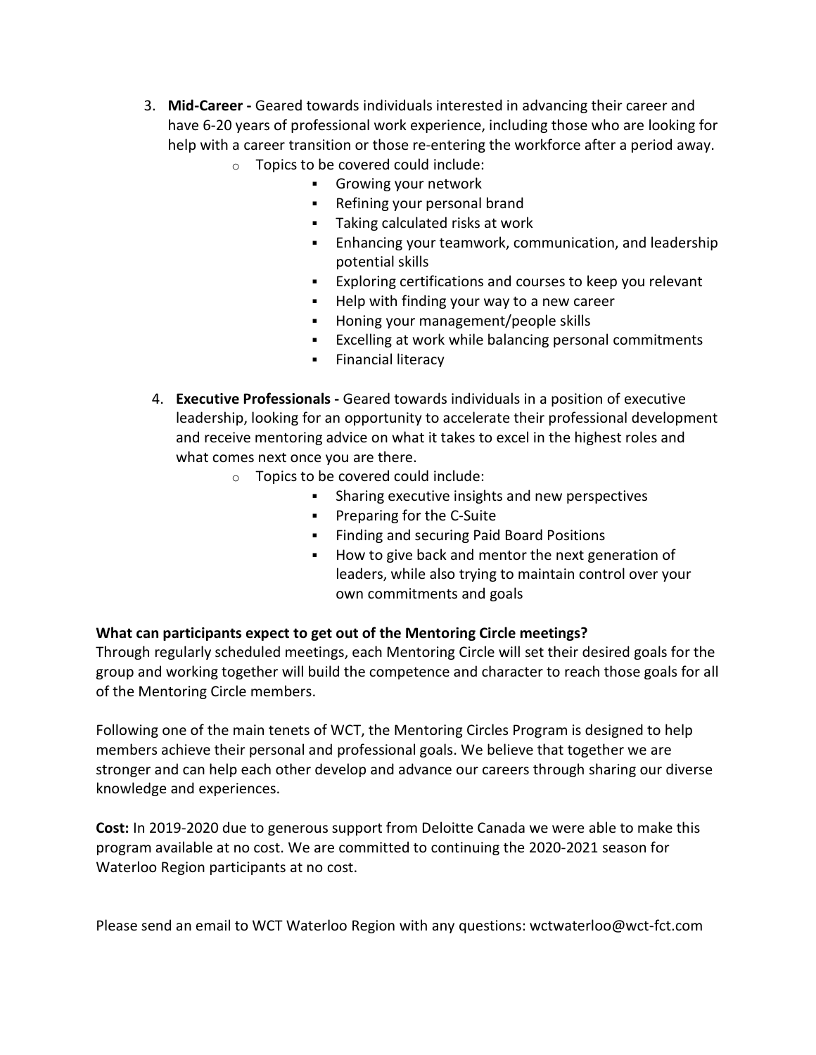3. **Mid-Career -** Geared towards individuals interested in advancing their career and have 6-20 years of professional work experience, including those who are looking for help with a career transition or those re-entering the workforce after a period away.
    - Topics to be covered could include:
        - Growing your network
        - Refining your personal brand
        - Taking calculated risks at work
        - Enhancing your teamwork, communication, and leadership potential skills
        - Exploring certifications and courses to keep you relevant
        - Help with finding your way to a new career
        - Honing your management/people skills
        - Excelling at work while balancing personal commitments
        - Financial literacy

4. **Executive Professionals -** Geared towards individuals in a position of executive leadership, looking for an opportunity to accelerate their professional development and receive mentoring advice on what it takes to excel in the highest roles and what comes next once you are there.
    - Topics to be covered could include:
        - Sharing executive insights and new perspectives
        - Preparing for the C-Suite
        - Finding and securing Paid Board Positions
        - How to give back and mentor the next generation of leaders, while also trying to maintain control over your own commitments and goals

**What can participants expect to get out of the Mentoring Circle meetings?**
Through regularly scheduled meetings, each Mentoring Circle will set their desired goals for the group and working together will build the competence and character to reach those goals for all of the Mentoring Circle members.

Following one of the main tenets of WCT, the Mentoring Circles Program is designed to help members achieve their personal and professional goals. We believe that together we are stronger and can help each other develop and advance our careers through sharing our diverse knowledge and experiences.

**Cost:** In 2019-2020 due to generous support from Deloitte Canada we were able to make this program available at no cost. We are committed to continuing the 2020-2021 season for Waterloo Region participants at no cost.

Please send an email to WCT Waterloo Region with any questions: wctwaterloo@wct-fct.com